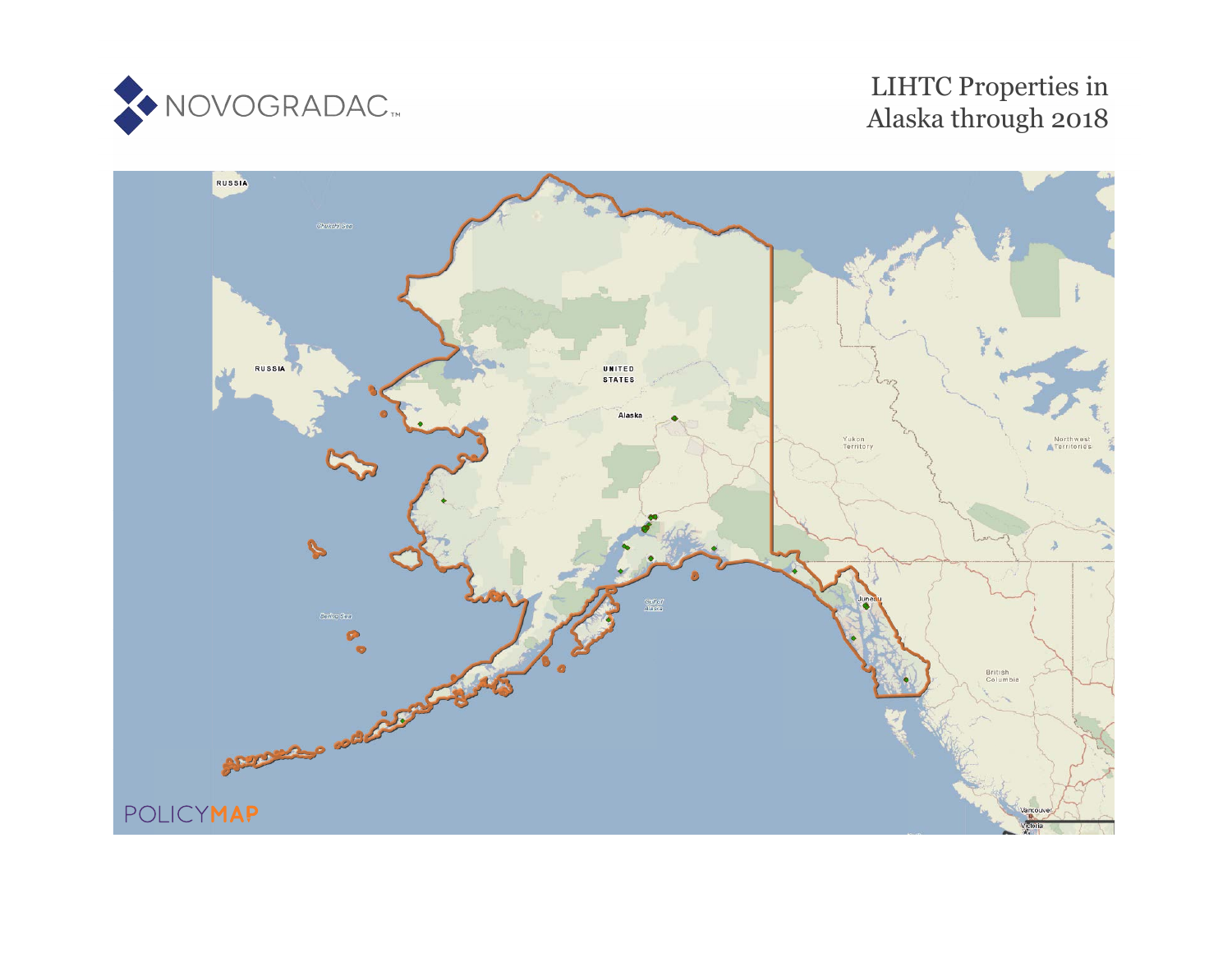NOVOGRADAC

# LIHTC Properties in Alaska through 2018

POLICYMAP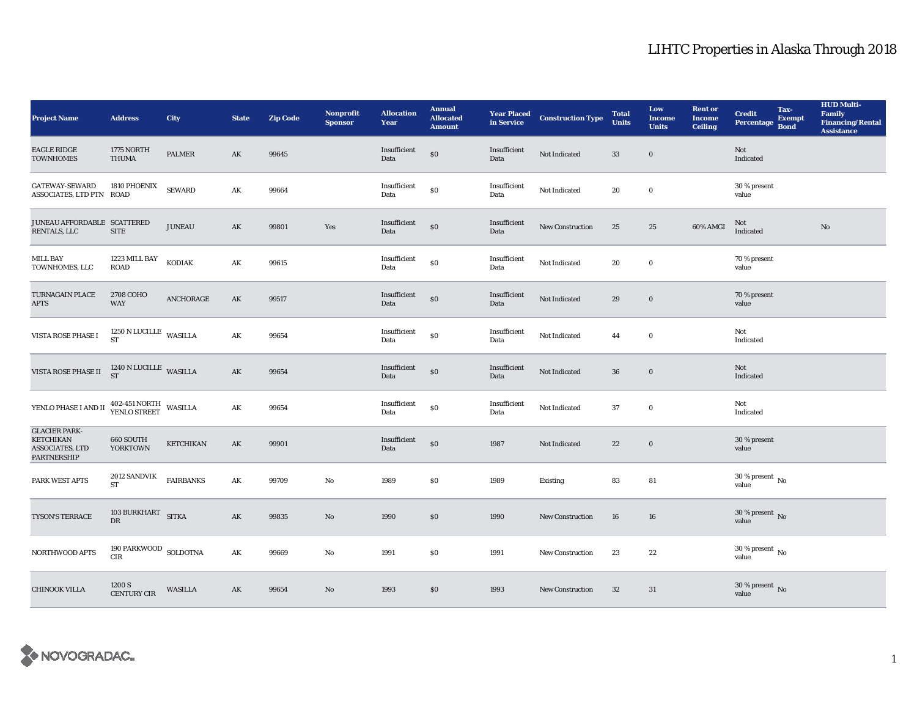# LIHTC Properties in Alaska Through 2018

| Project Name | Address | City | State | Zip Code | Nonprofit Sponsor | Allocation Year | Annual Allocated Amount | Year Placed in Service | Construction Type | Total Units | Low Income Units | Rent or Income Ceiling | Credit Percentage | Tax-Exempt Bond | HUD Multi-Family Financing/Rental Assistance |
|---|---|---|---|---|---|---|---|---|---|---|---|---|---|---|---|
| EAGLE RIDGE TOWNHOMES | 1775 NORTH THUMA | PALMER | AK | 99645 | | Insufficient Data | $0 | Insufficient Data | Not Indicated | 33 | 0 | | Not Indicated | | |
| GATEWAY-SEWARD ASSOCIATES, LTD PTN | 1810 PHOENIX ROAD | SEWARD | AK | 99664 | | Insufficient Data | $0 | Insufficient Data | Not Indicated | 20 | 0 | | 30 % present value | | |
| JUNEAU AFFORDABLE RENTALS, LLC | SCATTERED SITE | JUNEAU | AK | 99801 | Yes | Insufficient Data | $0 | Insufficient Data | New Construction | 25 | 25 | 60% AMGI | Not Indicated | | No |
| MILL BAY TOWNHOMES, LLC | 1223 MILL BAY ROAD | KODIAK | AK | 99615 | | Insufficient Data | $0 | Insufficient Data | Not Indicated | 20 | 0 | | 70 % present value | | |
| TURNAGAIN PLACE APTS | 2708 COHO WAY | ANCHORAGE | AK | 99517 | | Insufficient Data | $0 | Insufficient Data | Not Indicated | 29 | 0 | | 70 % present value | | |
| VISTA ROSE PHASE I | 1250 N LUCILLE ST | WASILLA | AK | 99654 | | Insufficient Data | $0 | Insufficient Data | Not Indicated | 44 | 0 | | Not Indicated | | |
| VISTA ROSE PHASE II | 1240 N LUCILLE ST | WASILLA | AK | 99654 | | Insufficient Data | $0 | Insufficient Data | Not Indicated | 36 | 0 | | Not Indicated | | |
| YENLO PHASE I AND II | 402-451 NORTH YENLO STREET | WASILLA | AK | 99654 | | Insufficient Data | $0 | Insufficient Data | Not Indicated | 37 | 0 | | Not Indicated | | |
| GLACIER PARK-KETCHIKAN ASSOCIATES, LTD PARTNERSHIP | 660 SOUTH YORKTOWN | KETCHIKAN | AK | 99901 | | Insufficient Data | $0 | 1987 | Not Indicated | 22 | 0 | | 30 % present value | | |
| PARK WEST APTS | 2012 SANDVIK ST | FAIRBANKS | AK | 99709 | No | 1989 | $0 | 1989 | Existing | 83 | 81 | | 30 % present value | No | |
| TYSON'S TERRACE | 103 BURKHART DR | SITKA | AK | 99835 | No | 1990 | $0 | 1990 | New Construction | 16 | 16 | | 30 % present value | No | |
| NORTHWOOD APTS | 190 PARKWOOD CIR | SOLDOTNA | AK | 99669 | No | 1991 | $0 | 1991 | New Construction | 23 | 22 | | 30 % present value | No | |
| CHINOOK VILLA | 1200 S CENTURY CIR | WASILLA | AK | 99654 | No | 1993 | $0 | 1993 | New Construction | 32 | 31 | | 30 % present value | No | |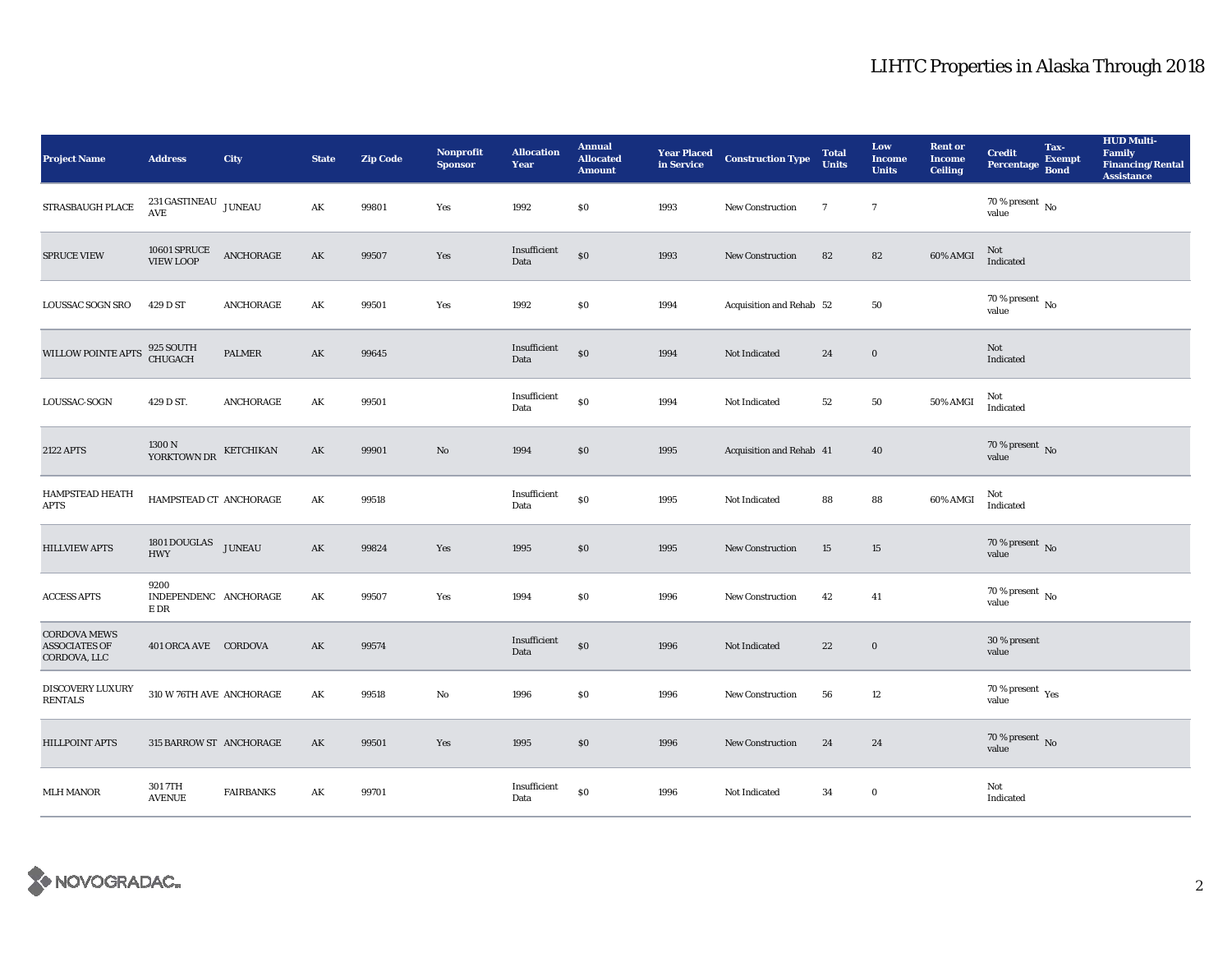# LIHTC Properties in Alaska Through 2018

| Project Name | Address | City | State | Zip Code | Nonprofit Sponsor | Allocation Year | Annual Allocated Amount | Year Placed in Service | Construction Type | Total Units | Low Income Units | Rent or Income Ceiling | Credit Percentage | Tax-Exempt Bond | HUD Multi-Family Financing/Rental Assistance |
|---|---|---|---|---|---|---|---|---|---|---|---|---|---|---|---|
| STRASBAUGH PLACE | 231 GASTINEAU AVE | JUNEAU | AK | 99801 | Yes | 1992 | $0 | 1993 | New Construction | 7 | 7 | | 70 % present value | No | |
| SPRUCE VIEW | 10601 SPRUCE VIEW LOOP | ANCHORAGE | AK | 99507 | Yes | Insufficient Data | $0 | 1993 | New Construction | 82 | 82 | 60% AMGI | Not Indicated | | |
| LOUSSAC SOGN SRO | 429 D ST | ANCHORAGE | AK | 99501 | Yes | 1992 | $0 | 1994 | Acquisition and Rehab | 52 | 50 | | 70 % present value | No | |
| WILLOW POINTE APTS | 925 SOUTH CHUGACH | PALMER | AK | 99645 | | Insufficient Data | $0 | 1994 | Not Indicated | 24 | 0 | | Not Indicated | | |
| LOUSSAC-SOGN | 429 D ST. | ANCHORAGE | AK | 99501 | | Insufficient Data | $0 | 1994 | Not Indicated | 52 | 50 | 50% AMGI | Not Indicated | | |
| 2122 APTS | 1300 N YORKTOWN DR | KETCHIKAN | AK | 99901 | No | 1994 | $0 | 1995 | Acquisition and Rehab | 41 | 40 | | 70 % present value | No | |
| HAMPSTEAD HEATH APTS | HAMPSTEAD CT | ANCHORAGE | AK | 99518 | | Insufficient Data | $0 | 1995 | Not Indicated | 88 | 88 | 60% AMGI | Not Indicated | | |
| HILLVIEW APTS | 1801 DOUGLAS HWY | JUNEAU | AK | 99824 | Yes | 1995 | $0 | 1995 | New Construction | 15 | 15 | | 70 % present value | No | |
| ACCESS APTS | 9200 INDEPENDENCE DR | ANCHORAGE | AK | 99507 | Yes | 1994 | $0 | 1996 | New Construction | 42 | 41 | | 70 % present value | No | |
| CORDOVA MEWS ASSOCIATES OF CORDOVA, LLC | 401 ORCA AVE | CORDOVA | AK | 99574 | | Insufficient Data | $0 | 1996 | Not Indicated | 22 | 0 | | 30 % present value | | |
| DISCOVERY LUXURY RENTALS | 310 W 76TH AVE | ANCHORAGE | AK | 99518 | No | 1996 | $0 | 1996 | New Construction | 56 | 12 | | 70 % present value | Yes | |
| HILLPOINT APTS | 315 BARROW ST | ANCHORAGE | AK | 99501 | Yes | 1995 | $0 | 1996 | New Construction | 24 | 24 | | 70 % present value | No | |
| MLH MANOR | 301 7TH AVENUE | FAIRBANKS | AK | 99701 | | Insufficient Data | $0 | 1996 | Not Indicated | 34 | 0 | | Not Indicated | | |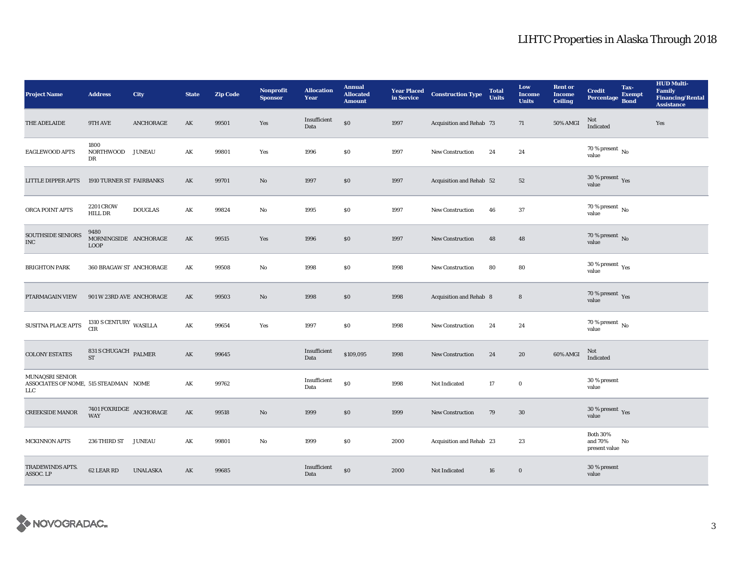# LIHTC Properties in Alaska Through 2018

| Project Name | Address | City | State | Zip Code | Nonprofit Sponsor | Allocation Year | Annual Allocated Amount | Year Placed in Service | Construction Type | Total Units | Low Income Units | Rent or Income Ceiling | Credit Percentage | Tax-Exempt Bond | HUD Multi-Family Financing/Rental Assistance |
|---|---|---|---|---|---|---|---|---|---|---|---|---|---|---|---|
| THE ADELAIDE | 9TH AVE | ANCHORAGE | AK | 99501 | Yes | Insufficient Data | $0 | 1997 | Acquisition and Rehab | 73 | 71 | 50% AMGI | Not Indicated | | Yes |
| EAGLEWOOD APTS | 1800 NORTHWOOD DR | JUNEAU | AK | 99801 | Yes | 1996 | $0 | 1997 | New Construction | 24 | 24 | | 70 % present value | No | |
| LITTLE DIPPER APTS | 1910 TURNER ST | FAIRBANKS | AK | 99701 | No | 1997 | $0 | 1997 | Acquisition and Rehab | 52 | 52 | | 30 % present value | Yes | |
| ORCA POINT APTS | 2201 CROW HILL DR | DOUGLAS | AK | 99824 | No | 1995 | $0 | 1997 | New Construction | 46 | 37 | | 70 % present value | No | |
| SOUTHSIDE SENIORS INC | 9480 MORNINGSIDE LOOP | ANCHORAGE | AK | 99515 | Yes | 1996 | $0 | 1997 | New Construction | 48 | 48 | | 70 % present value | No | |
| BRIGHTON PARK | 360 BRAGAW ST | ANCHORAGE | AK | 99508 | No | 1998 | $0 | 1998 | New Construction | 80 | 80 | | 30 % present value | Yes | |
| PTARMAGAIN VIEW | 901 W 23RD AVE | ANCHORAGE | AK | 99503 | No | 1998 | $0 | 1998 | Acquisition and Rehab | 8 | 8 | | 70 % present value | Yes | |
| SUSITNA PLACE APTS | 1310 S CENTURY CIR | WASILLA | AK | 99654 | Yes | 1997 | $0 | 1998 | New Construction | 24 | 24 | | 70 % present value | No | |
| COLONY ESTATES | 831 S CHUGACH ST | PALMER | AK | 99645 | | Insufficient Data | $109,095 | 1998 | New Construction | 24 | 20 | 60% AMGI | Not Indicated | | |
| MUNAQSRI SENIOR ASSOCIATES OF NOME, LLC | 515 STEADMAN | NOME | AK | 99762 | | Insufficient Data | $0 | 1998 | Not Indicated | 17 | 0 | | 30 % present value | | |
| CREEKSIDE MANOR | 7401 FOXRIDGE WAY | ANCHORAGE | AK | 99518 | No | 1999 | $0 | 1999 | New Construction | 79 | 30 | | 30 % present value | Yes | |
| MCKINNON APTS | 236 THIRD ST | JUNEAU | AK | 99801 | No | 1999 | $0 | 2000 | Acquisition and Rehab | 23 | 23 | | Both 30% and 70% present value | No | |
| TRADEWINDS APTS. ASSOC. LP | 62 LEAR RD | UNALASKA | AK | 99685 | | Insufficient Data | $0 | 2000 | Not Indicated | 16 | 0 | | 30 % present value | | |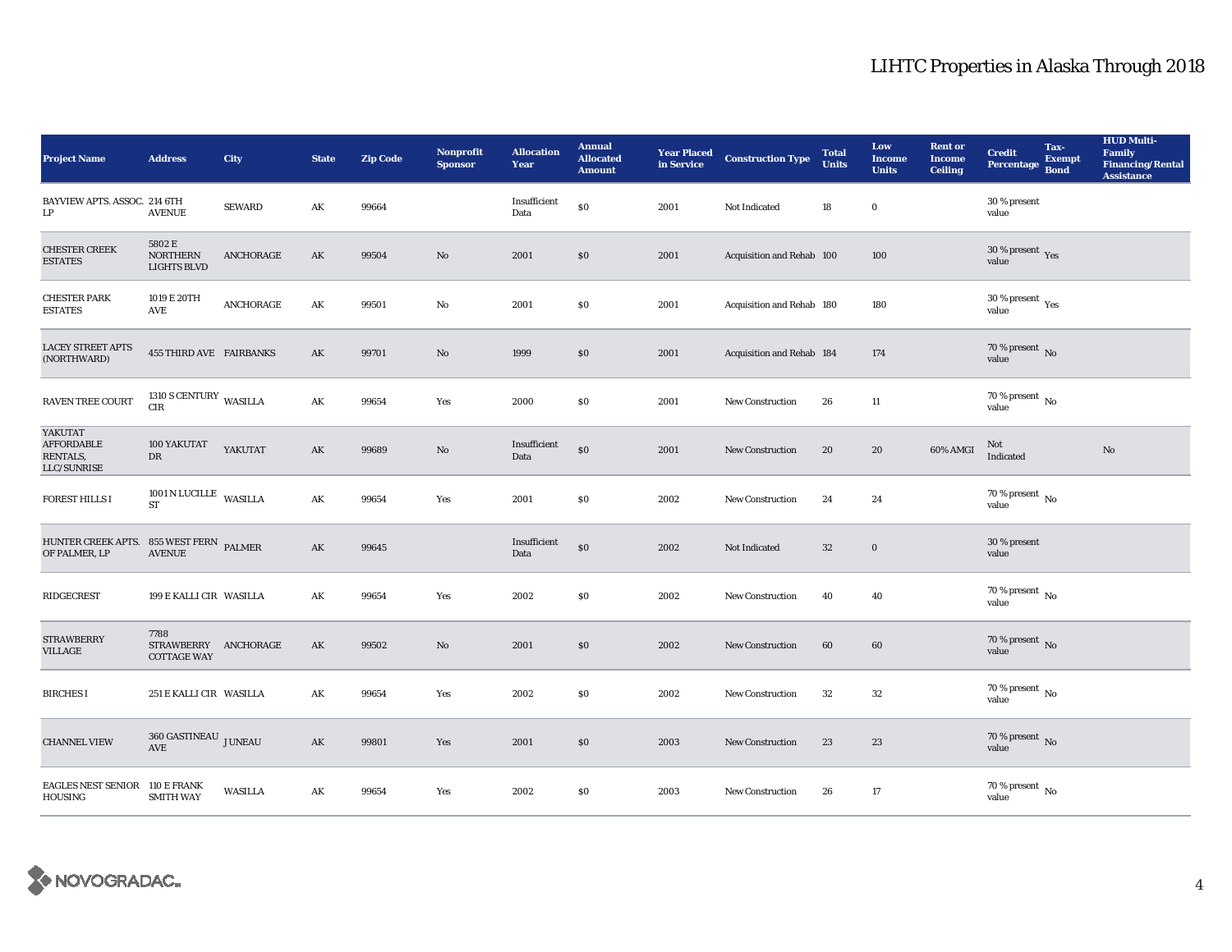# LIHTC Properties in Alaska Through 2018

| Project Name | Address | City | State | Zip Code | Nonprofit Sponsor | Allocation Year | Annual Allocated Amount | Year Placed in Service | Construction Type | Total Units | Low Income Units | Rent or Income Ceiling | Credit Percentage | Tax-Exempt Bond | HUD Multi-Family Financing/Rental Assistance |
|---|---|---|---|---|---|---|---|---|---|---|---|---|---|---|---|
| BAYVIEW APTS. ASSOC. LP | 214 6TH AVENUE | SEWARD | AK | 99664 | | Insufficient Data | $0 | 2001 | Not Indicated | 18 | 0 | | 30 % present value | | |
| CHESTER CREEK ESTATES | 5802 E NORTHERN LIGHTS BLVD | ANCHORAGE | AK | 99504 | No | 2001 | $0 | 2001 | Acquisition and Rehab | 100 | 100 | | 30 % present value | Yes | |
| CHESTER PARK ESTATES | 1019 E 20TH AVE | ANCHORAGE | AK | 99501 | No | 2001 | $0 | 2001 | Acquisition and Rehab | 180 | 180 | | 30 % present value | Yes | |
| LACEY STREET APTS (NORTHWARD) | 455 THIRD AVE | FAIRBANKS | AK | 99701 | No | 1999 | $0 | 2001 | Acquisition and Rehab | 184 | 174 | | 70 % present value | No | |
| RAVEN TREE COURT | 1310 S CENTURY CIR | WASILLA | AK | 99654 | Yes | 2000 | $0 | 2001 | New Construction | 26 | 11 | | 70 % present value | No | |
| YAKUTAT AFFORDABLE RENTALS, LLC/SUNRISE | 100 YAKUTAT DR | YAKUTAT | AK | 99689 | No | Insufficient Data | $0 | 2001 | New Construction | 20 | 20 | 60% AMGI | Not Indicated | | No |
| FOREST HILLS I | 1001 N LUCILLE ST | WASILLA | AK | 99654 | Yes | 2001 | $0 | 2002 | New Construction | 24 | 24 | | 70 % present value | No | |
| HUNTER CREEK APTS. OF PALMER, LP | 855 WEST FERN AVENUE | PALMER | AK | 99645 | | Insufficient Data | $0 | 2002 | Not Indicated | 32 | 0 | | 30 % present value | | |
| RIDGECREST | 199 E KALLI CIR | WASILLA | AK | 99654 | Yes | 2002 | $0 | 2002 | New Construction | 40 | 40 | | 70 % present value | No | |
| STRAWBERRY VILLAGE | 7788 STRAWBERRY COTTAGE WAY | ANCHORAGE | AK | 99502 | No | 2001 | $0 | 2002 | New Construction | 60 | 60 | | 70 % present value | No | |
| BIRCHES I | 251 E KALLI CIR | WASILLA | AK | 99654 | Yes | 2002 | $0 | 2002 | New Construction | 32 | 32 | | 70 % present value | No | |
| CHANNEL VIEW | 360 GASTINEAU AVE | JUNEAU | AK | 99801 | Yes | 2001 | $0 | 2003 | New Construction | 23 | 23 | | 70 % present value | No | |
| EAGLES NEST SENIOR HOUSING | 110 E FRANK SMITH WAY | WASILLA | AK | 99654 | Yes | 2002 | $0 | 2003 | New Construction | 26 | 17 | | 70 % present value | No | |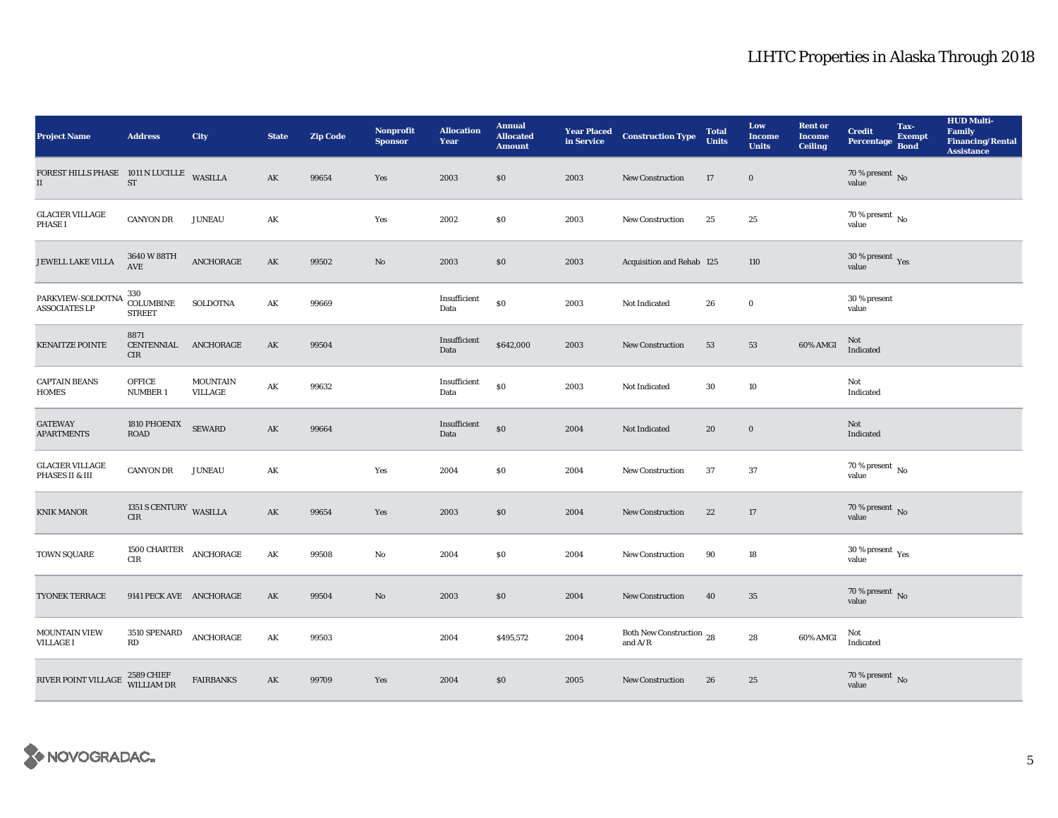# LIHTC Properties in Alaska Through 2018

| Project Name | Address | City | State | Zip Code | Nonprofit Sponsor | Allocation Year | Annual Allocated Amount | Year Placed in Service | Construction Type | Total Units | Low Income Units | Rent or Income Ceiling | Credit Percentage | Tax-Exempt Bond | HUD Multi-Family Financing/Rental Assistance |
|---|---|---|---|---|---|---|---|---|---|---|---|---|---|---|---|
| FOREST HILLS PHASE II | 1011 N LUCILLE ST | WASILLA | AK | 99654 | Yes | 2003 | $0 | 2003 | New Construction | 17 | 0 | | 70 % present value | No | |
| GLACIER VILLAGE PHASE I | CANYON DR | JUNEAU | AK | | Yes | 2002 | $0 | 2003 | New Construction | 25 | 25 | | 70 % present value | No | |
| JEWELL LAKE VILLA | 3640 W 88TH AVE | ANCHORAGE | AK | 99502 | No | 2003 | $0 | 2003 | Acquisition and Rehab | 125 | 110 | | 30 % present value | Yes | |
| PARKVIEW-SOLDOTNA ASSOCIATES LP | 330 COLUMBINE STREET | SOLDOTNA | AK | 99669 | | Insufficient Data | $0 | 2003 | Not Indicated | 26 | 0 | | 30 % present value | | |
| KENAITZE POINTE | 8871 CENTENNIAL CIR | ANCHORAGE | AK | 99504 | | Insufficient Data | $642,000 | 2003 | New Construction | 53 | 53 | 60% AMGI | Not Indicated | | |
| CAPTAIN BEANS HOMES | OFFICE NUMBER 1 | MOUNTAIN VILLAGE | AK | 99632 | | Insufficient Data | $0 | 2003 | Not Indicated | 30 | 10 | | Not Indicated | | |
| GATEWAY APARTMENTS | 1810 PHOENIX ROAD | SEWARD | AK | 99664 | | Insufficient Data | $0 | 2004 | Not Indicated | 20 | 0 | | Not Indicated | | |
| GLACIER VILLAGE PHASES II & III | CANYON DR | JUNEAU | AK | | Yes | 2004 | $0 | 2004 | New Construction | 37 | 37 | | 70 % present value | No | |
| KNIK MANOR | 1351 S CENTURY CIR | WASILLA | AK | 99654 | Yes | 2003 | $0 | 2004 | New Construction | 22 | 17 | | 70 % present value | No | |
| TOWN SQUARE | 1500 CHARTER CIR | ANCHORAGE | AK | 99508 | No | 2004 | $0 | 2004 | New Construction | 90 | 18 | | 30 % present value | Yes | |
| TYONEK TERRACE | 9141 PECK AVE | ANCHORAGE | AK | 99504 | No | 2003 | $0 | 2004 | New Construction | 40 | 35 | | 70 % present value | No | |
| MOUNTAIN VIEW VILLAGE I | 3510 SPENARD RD | ANCHORAGE | AK | 99503 | | 2004 | $495,572 | 2004 | Both New Construction and A/R | 28 | 28 | 60% AMGI | Not Indicated | | |
| RIVER POINT VILLAGE | 2589 CHIEF WILLIAM DR | FAIRBANKS | AK | 99709 | Yes | 2004 | $0 | 2005 | New Construction | 26 | 25 | | 70 % present value | No | |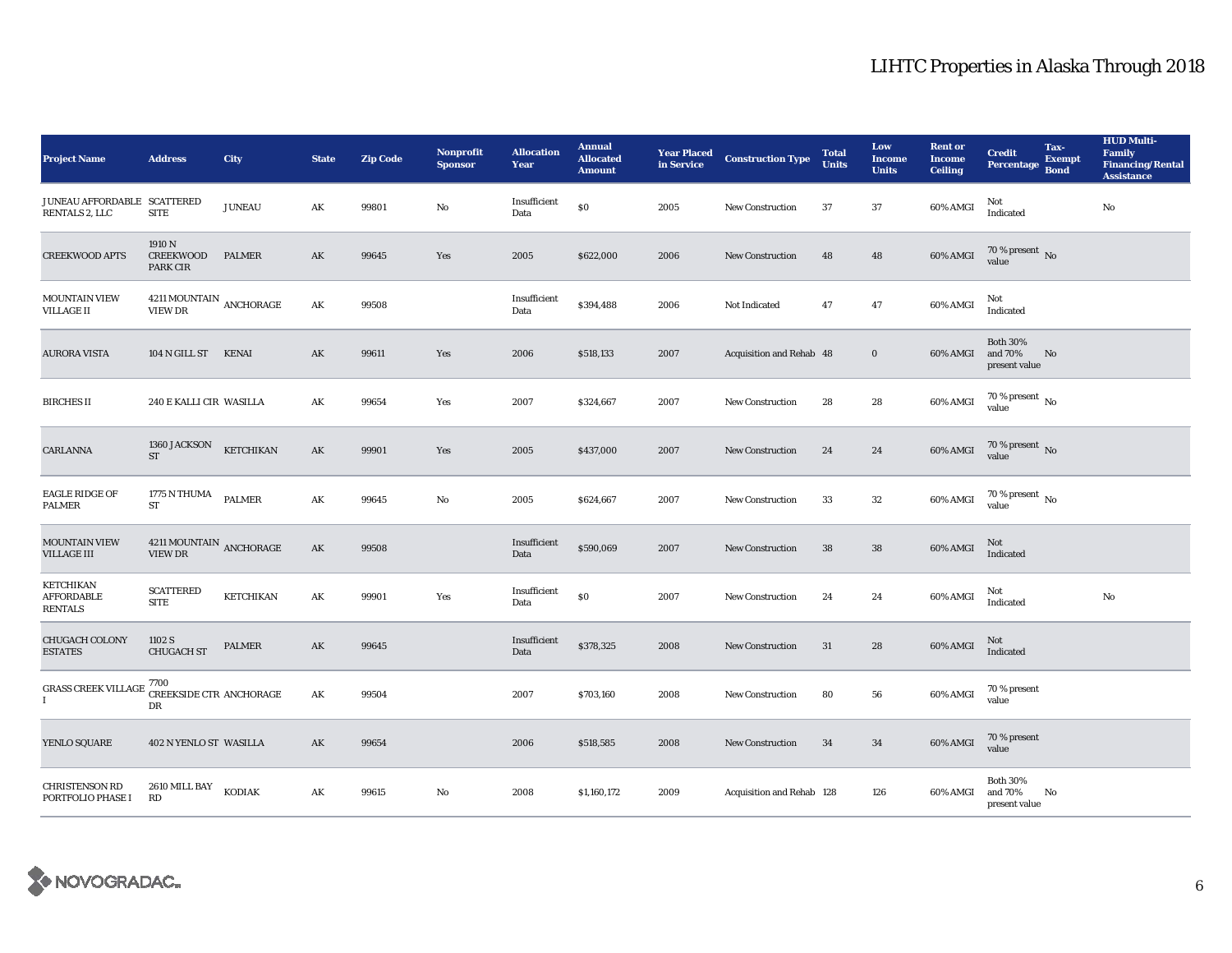# LIHTC Properties in Alaska Through 2018

| Project Name | Address | City | State | Zip Code | Nonprofit Sponsor | Allocation Year | Annual Allocated Amount | Year Placed in Service | Construction Type | Total Units | Low Income Units | Rent or Income Ceiling | Credit Percentage | Tax-Exempt Bond | HUD Multi-Family Financing/Rental Assistance |
|---|---|---|---|---|---|---|---|---|---|---|---|---|---|---|---|
| JUNEAU AFFORDABLE RENTALS 2, LLC | SCATTERED SITE | JUNEAU | AK | 99801 | No | Insufficient Data | $0 | 2005 | New Construction | 37 | 37 | 60% AMGI | Not Indicated | | No |
| CREEKWOOD APTS | 1910 N CREEKWOOD PARK CIR | PALMER | AK | 99645 | Yes | 2005 | $622,000 | 2006 | New Construction | 48 | 48 | 60% AMGI | 70 % present value | No | |
| MOUNTAIN VIEW VILLAGE II | 4211 MOUNTAIN VIEW DR | ANCHORAGE | AK | 99508 | | Insufficient Data | $394,488 | 2006 | Not Indicated | 47 | 47 | 60% AMGI | Not Indicated | | |
| AURORA VISTA | 104 N GILL ST | KENAI | AK | 99611 | Yes | 2006 | $518,133 | 2007 | Acquisition and Rehab | 48 | 0 | 60% AMGI | Both 30% and 70% present value | No | |
| BIRCHES II | 240 E KALLI CIR | WASILLA | AK | 99654 | Yes | 2007 | $324,667 | 2007 | New Construction | 28 | 28 | 60% AMGI | 70 % present value | No | |
| CARLANNA | 1360 JACKSON ST | KETCHIKAN | AK | 99901 | Yes | 2005 | $437,000 | 2007 | New Construction | 24 | 24 | 60% AMGI | 70 % present value | No | |
| EAGLE RIDGE OF PALMER | 1775 N THUMA ST | PALMER | AK | 99645 | No | 2005 | $624,667 | 2007 | New Construction | 33 | 32 | 60% AMGI | 70 % present value | No | |
| MOUNTAIN VIEW VILLAGE III | 4211 MOUNTAIN VIEW DR | ANCHORAGE | AK | 99508 | | Insufficient Data | $590,069 | 2007 | New Construction | 38 | 38 | 60% AMGI | Not Indicated | | |
| KETCHIKAN AFFORDABLE RENTALS | SCATTERED SITE | KETCHIKAN | AK | 99901 | Yes | Insufficient Data | $0 | 2007 | New Construction | 24 | 24 | 60% AMGI | Not Indicated | | No |
| CHUGACH COLONY ESTATES | 1102 S CHUGACH ST | PALMER | AK | 99645 | | Insufficient Data | $378,325 | 2008 | New Construction | 31 | 28 | 60% AMGI | Not Indicated | | |
| GRASS CREEK VILLAGE I | 7700 CREEKSIDE CTR DR | ANCHORAGE | AK | 99504 | | 2007 | $703,160 | 2008 | New Construction | 80 | 56 | 60% AMGI | 70 % present value | | |
| YENLO SQUARE | 402 N YENLO ST | WASILLA | AK | 99654 | | 2006 | $518,585 | 2008 | New Construction | 34 | 34 | 60% AMGI | 70 % present value | | |
| CHRISTENSON RD PORTFOLIO PHASE I | 2610 MILL BAY RD | KODIAK | AK | 99615 | No | 2008 | $1,160,172 | 2009 | Acquisition and Rehab | 128 | 126 | 60% AMGI | Both 30% and 70% present value | No | |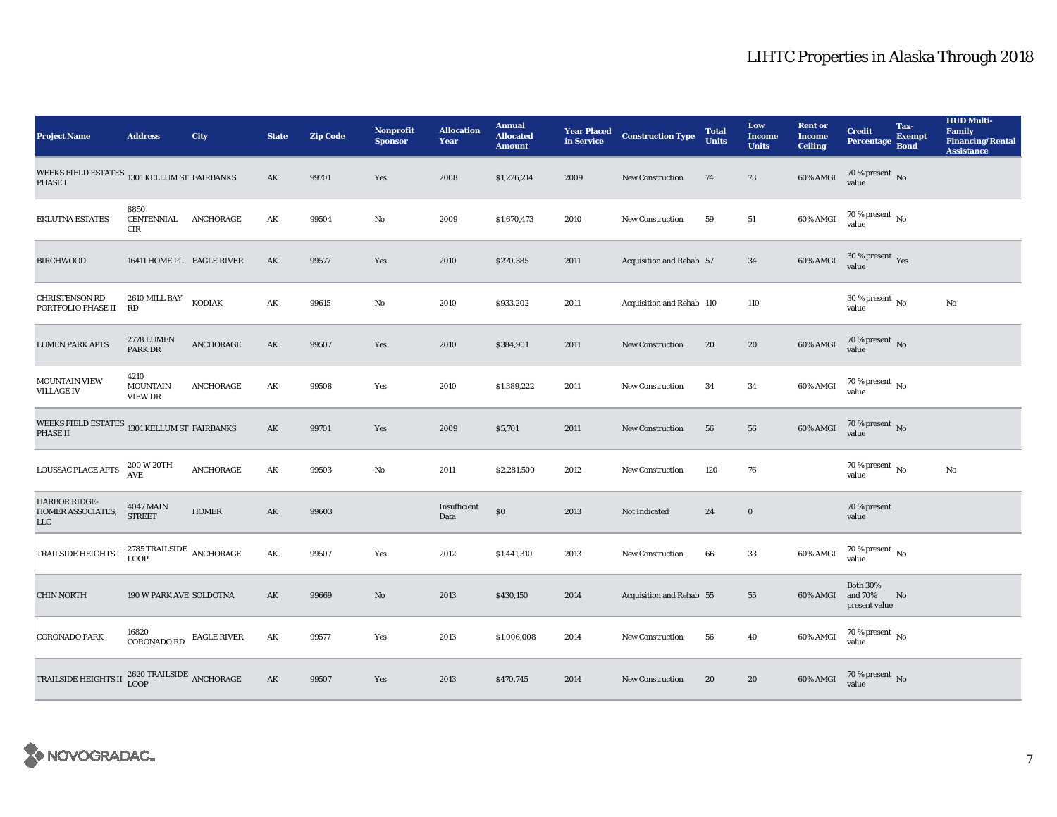# LIHTC Properties in Alaska Through 2018

| Project Name | Address | City | State | Zip Code | Nonprofit Sponsor | Allocation Year | Annual Allocated Amount | Year Placed in Service | Construction Type | Total Units | Low Income Units | Rent or Income Ceiling | Credit Percentage | Tax-Exempt Bond | HUD Multi-Family Financing/Rental Assistance |
|---|---|---|---|---|---|---|---|---|---|---|---|---|---|---|---|
| WEEKS FIELD ESTATES PHASE I | 1301 KELLUM ST | FAIRBANKS | AK | 99701 | Yes | 2008 | $1,226,214 | 2009 | New Construction | 74 | 73 | 60% AMGI | 70 % present value | No | |
| EKLUTNA ESTATES | 8850 CENTENNIAL CIR | ANCHORAGE | AK | 99504 | No | 2009 | $1,670,473 | 2010 | New Construction | 59 | 51 | 60% AMGI | 70 % present value | No | |
| BIRCHWOOD | 16411 HOME PL | EAGLE RIVER | AK | 99577 | Yes | 2010 | $270,385 | 2011 | Acquisition and Rehab | 57 | 34 | 60% AMGI | 30 % present value | Yes | |
| CHRISTENSON RD PORTFOLIO PHASE II | 2610 MILL BAY RD | KODIAK | AK | 99615 | No | 2010 | $933,202 | 2011 | Acquisition and Rehab | 110 | 110 | | 30 % present value | No | No |
| LUMEN PARK APTS | 2778 LUMEN PARK DR | ANCHORAGE | AK | 99507 | Yes | 2010 | $384,901 | 2011 | New Construction | 20 | 20 | 60% AMGI | 70 % present value | No | |
| MOUNTAIN VIEW VILLAGE IV | 4210 MOUNTAIN VIEW DR | ANCHORAGE | AK | 99508 | Yes | 2010 | $1,389,222 | 2011 | New Construction | 34 | 34 | 60% AMGI | 70 % present value | No | |
| WEEKS FIELD ESTATES PHASE II | 1301 KELLUM ST | FAIRBANKS | AK | 99701 | Yes | 2009 | $5,701 | 2011 | New Construction | 56 | 56 | 60% AMGI | 70 % present value | No | |
| LOUSSAC PLACE APTS | 200 W 20TH AVE | ANCHORAGE | AK | 99503 | No | 2011 | $2,281,500 | 2012 | New Construction | 120 | 76 | | 70 % present value | No | No |
| HARBOR RIDGE-HOMER ASSOCIATES, LLC | 4047 MAIN STREET | HOMER | AK | 99603 | | Insufficient Data | $0 | 2013 | Not Indicated | 24 | 0 | | 70 % present value | | |
| TRAILSIDE HEIGHTS I | 2785 TRAILSIDE LOOP | ANCHORAGE | AK | 99507 | Yes | 2012 | $1,441,310 | 2013 | New Construction | 66 | 33 | 60% AMGI | 70 % present value | No | |
| CHIN NORTH | 190 W PARK AVE | SOLDOTNA | AK | 99669 | No | 2013 | $430,150 | 2014 | Acquisition and Rehab | 55 | 55 | 60% AMGI | Both 30% and 70% present value | No | |
| CORONADO PARK | 16820 CORONADO RD | EAGLE RIVER | AK | 99577 | Yes | 2013 | $1,006,008 | 2014 | New Construction | 56 | 40 | 60% AMGI | 70 % present value | No | |
| TRAILSIDE HEIGHTS II | 2620 TRAILSIDE LOOP | ANCHORAGE | AK | 99507 | Yes | 2013 | $470,745 | 2014 | New Construction | 20 | 20 | 60% AMGI | 70 % present value | No | |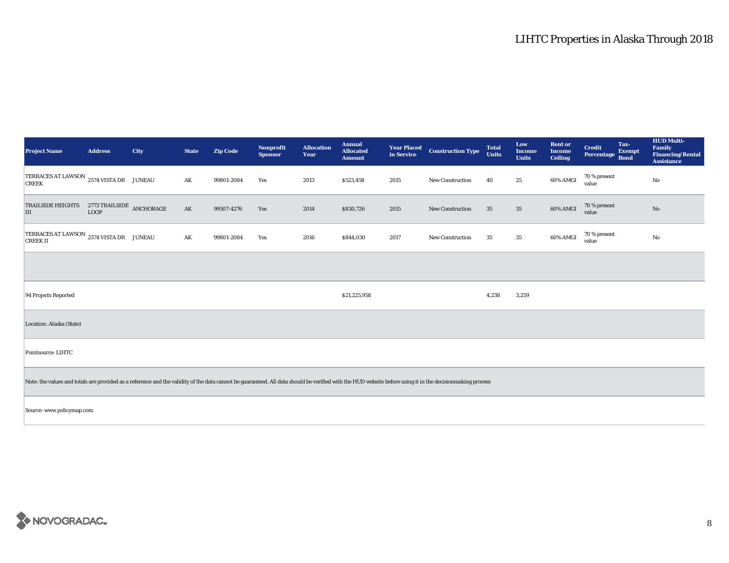# LIHTC Properties in Alaska Through 2018

| Project Name | Address | City | State | Zip Code | Nonprofit Sponsor | Allocation Year | Annual Allocated Amount | Year Placed in Service | Construction Type | Total Units | Low Income Units | Rent or Income Ceiling | Credit Percentage | Tax-Exempt Bond | HUD Multi-Family Financing/Rental Assistance |
|---|---|---|---|---|---|---|---|---|---|---|---|---|---|---|---|
| TERRACES AT LAWSON CREEK | 2574 VISTA DR | JUNEAU | AK | 99801-2084 | Yes | 2013 | $523,458 | 2015 | New Construction | 40 | 25 | 60% AMGI | 70 % present value | | No |
| TRAILSIDE HEIGHTS III | 2773 TRAILSIDE LOOP | ANCHORAGE | AK | 99507-4276 | Yes | 2014 | $830,726 | 2015 | New Construction | 35 | 35 | 60% AMGI | 70 % present value | | No |
| TERRACES AT LAWSON CREEK II | 2574 VISTA DR | JUNEAU | AK | 99801-2084 | Yes | 2016 | $844,030 | 2017 | New Construction | 35 | 35 | 60% AMGI | 70 % present value | | No |
| | | | | | | | | | | | | | | | |
| 94 Projects Reported | | | | | | | $21,225,958 | | | 4,238 | 3,259 | | | | |

Location: Alaska (State)

Pointsource: LIHTC

Note: the values and totals are provided as a reference and the validity of the data cannot be guaranteed. All data should be verified with the HUD website before using it in the decisionmaking process

Source: www.policymap.com